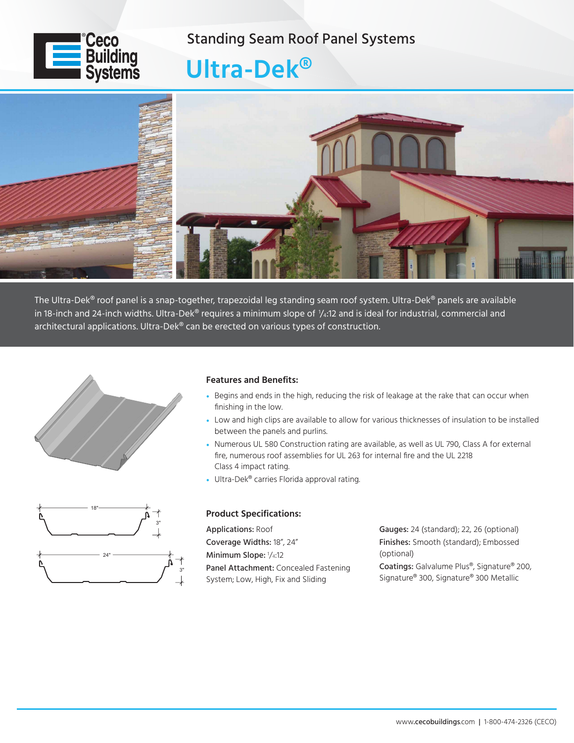# Standing Seam Roof Panel Systems

# Ultra-Dek®

The Ultra-Dek® roof panel is a snap-together, trapezoidal leg standing seam roof system. Ultra-Dek® panels are available in 18-inch and 24-inch widths. Ultra-Dek® requires a minimum slope of 1/4:12 and is ideal for industrial, commercial and architectural applications. Ultra-Dek® can be erected on various types of construction.

### Features and Benefits:

- Begins and ends in the high, reducing the risk of leakage at the rake that can occur when finishing in the low.
- Low and high clips are available to allow for various thicknesses of insulation to be installed between the panels and purlins.
- Numerous UL 580 Construction rating are available, as well as UL 790, Class A for external fire, numerous roof assemblies for UL 263 for internal fire and the UL 2218 Class 4 impact rating.
- Ultra-Dek® carries Florida approval rating.

### Product Specifications:

**Applications:** Roof
**Coverage Widths:** 18", 24"
**Minimum Slope:** 1/4:12
**Panel Attachment:** Concealed Fastening System; Low, High, Fix and Sliding

**Gauges:** 24 (standard); 22, 26 (optional)
**Finishes:** Smooth (standard); Embossed (optional)
**Coatings:** Galvalume Plus®, Signature® 200, Signature® 300, Signature® 300 Metallic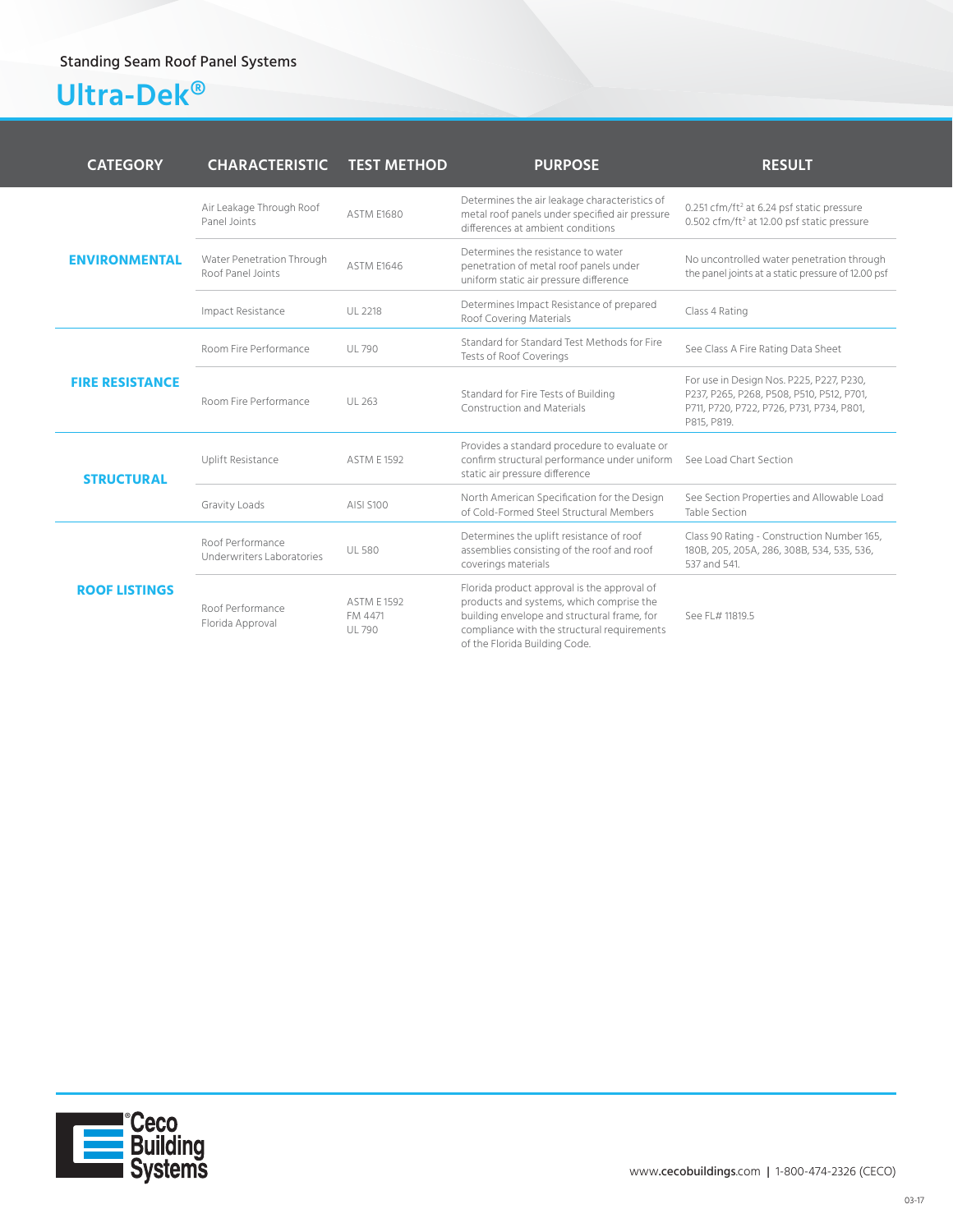Standing Seam Roof Panel Systems

# Ultra-Dek®

| CATEGORY | CHARACTERISTIC | TEST METHOD | PURPOSE | RESULT |
| --- | --- | --- | --- | --- |
| **ENVIRONMENTAL** | Air Leakage Through Roof Panel Joints | ASTM E1680 | Determines the air leakage characteristics of metal roof panels under specified air pressure differences at ambient conditions | 0.251 cfm/ft² at 6.24 psf static pressure 0.502 cfm/ft² at 12.00 psf static pressure |
| | Water Penetration Through Roof Panel Joints | ASTM E1646 | Determines the resistance to water penetration of metal roof panels under uniform static air pressure difference | No uncontrolled water penetration through the panel joints at a static pressure of 12.00 psf |
| | Impact Resistance | UL 2218 | Determines Impact Resistance of prepared Roof Covering Materials | Class 4 Rating |
| **FIRE RESISTANCE** | Room Fire Performance | UL 790 | Standard for Standard Test Methods for Fire Tests of Roof Coverings | See Class A Fire Rating Data Sheet |
| | Room Fire Performance | UL 263 | Standard for Fire Tests of Building Construction and Materials | For use in Design Nos. P225, P227, P230, P237, P265, P268, P508, P510, P512, P701, P711, P720, P722, P726, P731, P734, P801, P815, P819. |
| **STRUCTURAL** | Uplift Resistance | ASTM E 1592 | Provides a standard procedure to evaluate or confirm structural performance under uniform static air pressure difference | See Load Chart Section |
| | Gravity Loads | AISI S100 | North American Specification for the Design of Cold-Formed Steel Structural Members | See Section Properties and Allowable Load Table Section |
| **ROOF LISTINGS** | Roof Performance Underwriters Laboratories | UL 580 | Determines the uplift resistance of roof assemblies consisting of the roof and roof coverings materials | Class 90 Rating - Construction Number 165, 180B, 205, 205A, 286, 308B, 534, 535, 536, 537 and 541. |
| | Roof Performance Florida Approval | ASTM E 1592 FM 4471 UL 790 | Florida product approval is the approval of products and systems, which comprise the building envelope and structural frame, for compliance with the structural requirements of the Florida Building Code. | See FL# 11819.5 |

Ceco Building Systems

www.cecobuildings.com | 1-800-474-2326 (CECO)

03-17